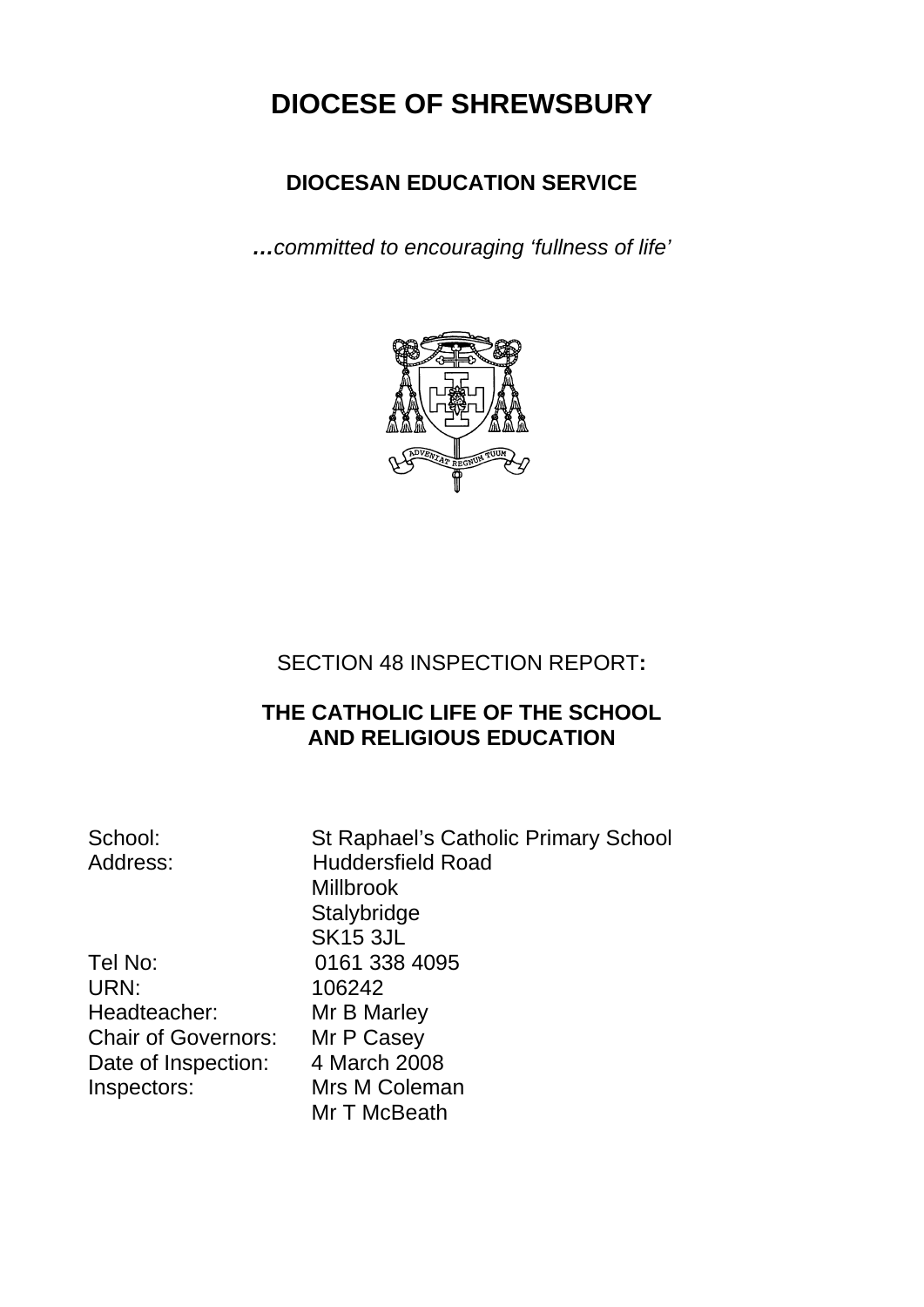# DIOCESE OF SHREWSBURY

## DIOCESAN EDUCATION SERVICE

*…committed to encouraging 'fullness of life'*

SECTION 48 INSPECTION REPORT**:**

## THE CATHOLIC LIFE OF THE SCHOOL AND RELIGIOUS EDUCATION

| | |
|---|---|
| School: | St Raphael's Catholic Primary School |
| Address: | Huddersfield Road<br>Millbrook<br>Stalybridge<br>SK15 3JL |
| Tel No: | 0161 338 4095 |
| URN: | 106242 |
| Headteacher: | Mr B Marley |
| Chair of Governors: | Mr P Casey |
| Date of Inspection: | 4 March 2008 |
| Inspectors: | Mrs M Coleman<br>Mr T McBeath |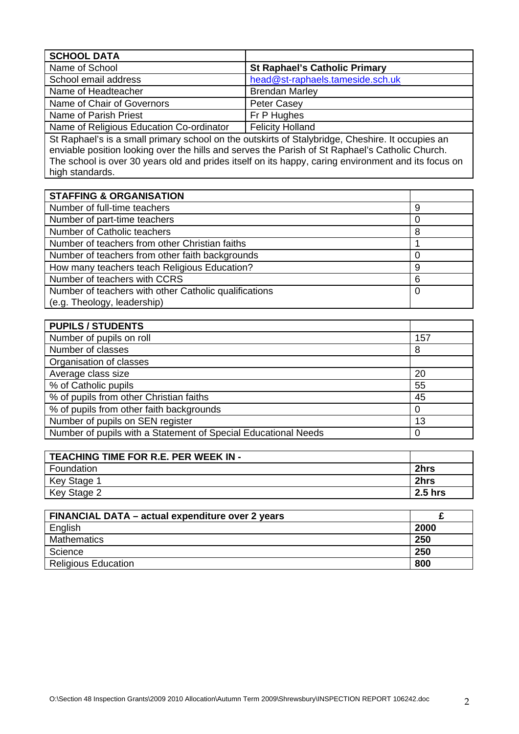| SCHOOL DATA | |
|---|---|
| Name of School | **St Raphael's Catholic Primary** |
| School email address | head@st-raphaels.tameside.sch.uk |
| Name of Headteacher | Brendan Marley |
| Name of Chair of Governors | Peter Casey |
| Name of Parish Priest | Fr P Hughes |
| Name of Religious Education Co-ordinator | Felicity Holland |

St Raphael's is a small primary school on the outskirts of Stalybridge, Cheshire. It occupies an enviable position looking over the hills and serves the Parish of St Raphael's Catholic Church. The school is over 30 years old and prides itself on its happy, caring environment and its focus on high standards.

| STAFFING & ORGANISATION | |
|---|---|
| Number of full-time teachers | 9 |
| Number of part-time teachers | 0 |
| Number of Catholic teachers | 8 |
| Number of teachers from other Christian faiths | 1 |
| Number of teachers from other faith backgrounds | 0 |
| How many teachers teach Religious Education? | 9 |
| Number of teachers with CCRS | 6 |
| Number of teachers with other Catholic qualifications (e.g. Theology, leadership) | 0 |

| PUPILS / STUDENTS | |
|---|---|
| Number of pupils on roll | 157 |
| Number of classes | 8 |
| Organisation of classes | |
| Average class size | 20 |
| % of Catholic pupils | 55 |
| % of pupils from other Christian faiths | 45 |
| % of pupils from other faith backgrounds | 0 |
| Number of pupils on SEN register | 13 |
| Number of pupils with a Statement of Special Educational Needs | 0 |

| TEACHING TIME FOR R.E. PER WEEK IN - | |
|---|---|
| Foundation | **2hrs** |
| Key Stage 1 | **2hrs** |
| Key Stage 2 | **2.5 hrs** |

| FINANCIAL DATA – actual expenditure over 2 years | £ |
|---|---|
| English | **2000** |
| Mathematics | **250** |
| Science | **250** |
| Religious Education | **800** |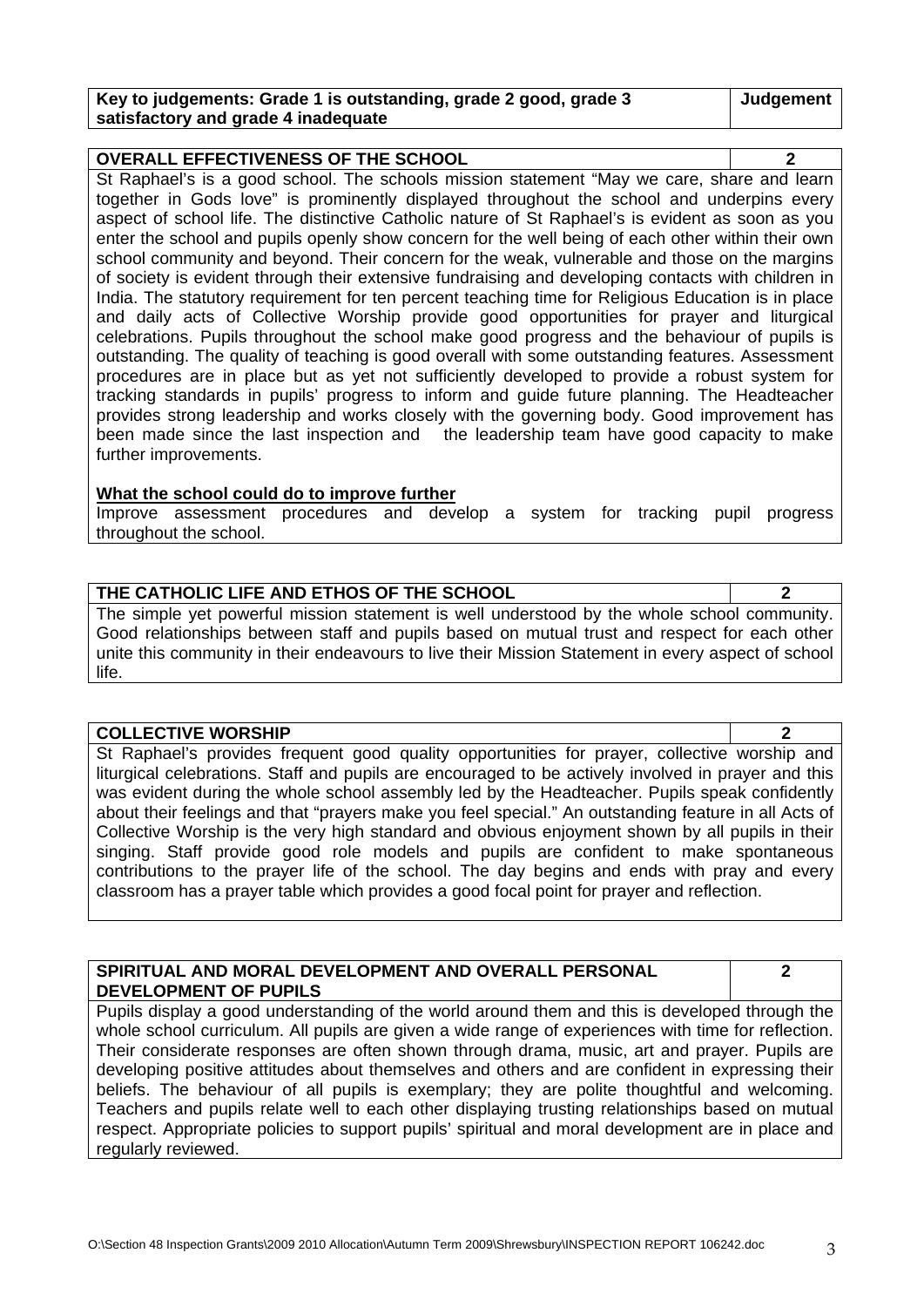| Key to judgements: Grade 1 is outstanding, grade 2 good, grade 3 satisfactory and grade 4 inadequate | Judgement |
|---|---|

| **OVERALL EFFECTIVENESS OF THE SCHOOL** | **2** |
|---|---|

St Raphael's is a good school. The schools mission statement "May we care, share and learn together in Gods love" is prominently displayed throughout the school and underpins every aspect of school life. The distinctive Catholic nature of St Raphael's is evident as soon as you enter the school and pupils openly show concern for the well being of each other within their own school community and beyond. Their concern for the weak, vulnerable and those on the margins of society is evident through their extensive fundraising and developing contacts with children in India. The statutory requirement for ten percent teaching time for Religious Education is in place and daily acts of Collective Worship provide good opportunities for prayer and liturgical celebrations. Pupils throughout the school make good progress and the behaviour of pupils is outstanding. The quality of teaching is good overall with some outstanding features. Assessment procedures are in place but as yet not sufficiently developed to provide a robust system for tracking standards in pupils' progress to inform and guide future planning. The Headteacher provides strong leadership and works closely with the governing body. Good improvement has been made since the last inspection and the leadership team have good capacity to make further improvements.

**What the school could do to improve further**

Improve assessment procedures and develop a system for tracking pupil progress throughout the school.

| **THE CATHOLIC LIFE AND ETHOS OF THE SCHOOL** | **2** |
|---|---|

The simple yet powerful mission statement is well understood by the whole school community. Good relationships between staff and pupils based on mutual trust and respect for each other unite this community in their endeavours to live their Mission Statement in every aspect of school life.

| **COLLECTIVE WORSHIP** | **2** |
|---|---|

St Raphael's provides frequent good quality opportunities for prayer, collective worship and liturgical celebrations. Staff and pupils are encouraged to be actively involved in prayer and this was evident during the whole school assembly led by the Headteacher. Pupils speak confidently about their feelings and that "prayers make you feel special." An outstanding feature in all Acts of Collective Worship is the very high standard and obvious enjoyment shown by all pupils in their singing. Staff provide good role models and pupils are confident to make spontaneous contributions to the prayer life of the school. The day begins and ends with pray and every classroom has a prayer table which provides a good focal point for prayer and reflection.

| **SPIRITUAL AND MORAL DEVELOPMENT AND OVERALL PERSONAL DEVELOPMENT OF PUPILS** | **2** |
|---|---|

Pupils display a good understanding of the world around them and this is developed through the whole school curriculum. All pupils are given a wide range of experiences with time for reflection. Their considerate responses are often shown through drama, music, art and prayer. Pupils are developing positive attitudes about themselves and others and are confident in expressing their beliefs. The behaviour of all pupils is exemplary; they are polite thoughtful and welcoming. Teachers and pupils relate well to each other displaying trusting relationships based on mutual respect. Appropriate policies to support pupils' spiritual and moral development are in place and regularly reviewed.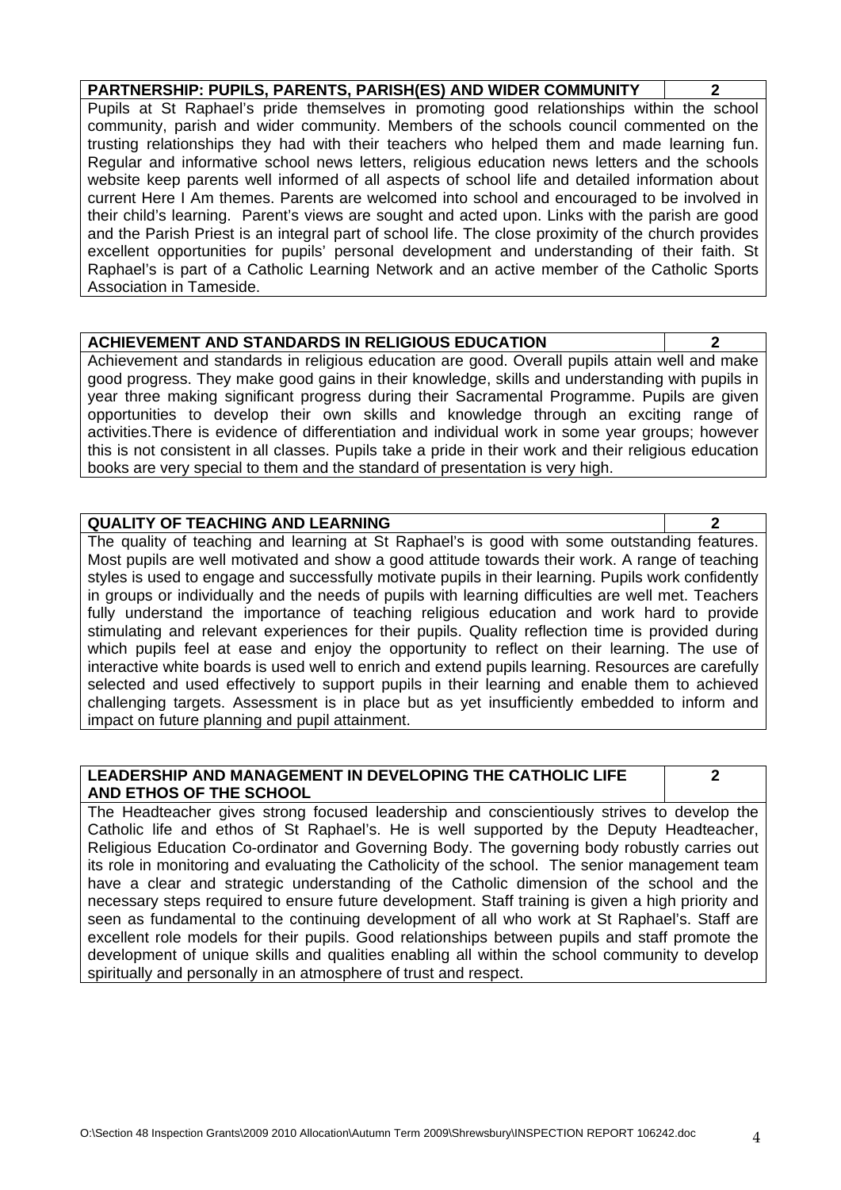| PARTNERSHIP: PUPILS, PARENTS, PARISH(ES) AND WIDER COMMUNITY | 2 |
|---|---|

Pupils at St Raphael's pride themselves in promoting good relationships within the school community, parish and wider community. Members of the schools council commented on the trusting relationships they had with their teachers who helped them and made learning fun. Regular and informative school news letters, religious education news letters and the schools website keep parents well informed of all aspects of school life and detailed information about current Here I Am themes. Parents are welcomed into school and encouraged to be involved in their child's learning. Parent's views are sought and acted upon. Links with the parish are good and the Parish Priest is an integral part of school life. The close proximity of the church provides excellent opportunities for pupils' personal development and understanding of their faith. St Raphael's is part of a Catholic Learning Network and an active member of the Catholic Sports Association in Tameside.

| ACHIEVEMENT AND STANDARDS IN RELIGIOUS EDUCATION | 2 |
|---|---|

Achievement and standards in religious education are good. Overall pupils attain well and make good progress. They make good gains in their knowledge, skills and understanding with pupils in year three making significant progress during their Sacramental Programme. Pupils are given opportunities to develop their own skills and knowledge through an exciting range of activities.There is evidence of differentiation and individual work in some year groups; however this is not consistent in all classes. Pupils take a pride in their work and their religious education books are very special to them and the standard of presentation is very high.

| QUALITY OF TEACHING AND LEARNING | 2 |
|---|---|

The quality of teaching and learning at St Raphael's is good with some outstanding features. Most pupils are well motivated and show a good attitude towards their work. A range of teaching styles is used to engage and successfully motivate pupils in their learning. Pupils work confidently in groups or individually and the needs of pupils with learning difficulties are well met. Teachers fully understand the importance of teaching religious education and work hard to provide stimulating and relevant experiences for their pupils. Quality reflection time is provided during which pupils feel at ease and enjoy the opportunity to reflect on their learning. The use of interactive white boards is used well to enrich and extend pupils learning. Resources are carefully selected and used effectively to support pupils in their learning and enable them to achieved challenging targets. Assessment is in place but as yet insufficiently embedded to inform and impact on future planning and pupil attainment.

| LEADERSHIP AND MANAGEMENT IN DEVELOPING THE CATHOLIC LIFE AND ETHOS OF THE SCHOOL | 2 |
|---|---|

The Headteacher gives strong focused leadership and conscientiously strives to develop the Catholic life and ethos of St Raphael's. He is well supported by the Deputy Headteacher, Religious Education Co-ordinator and Governing Body. The governing body robustly carries out its role in monitoring and evaluating the Catholicity of the school. The senior management team have a clear and strategic understanding of the Catholic dimension of the school and the necessary steps required to ensure future development. Staff training is given a high priority and seen as fundamental to the continuing development of all who work at St Raphael's. Staff are excellent role models for their pupils. Good relationships between pupils and staff promote the development of unique skills and qualities enabling all within the school community to develop spiritually and personally in an atmosphere of trust and respect.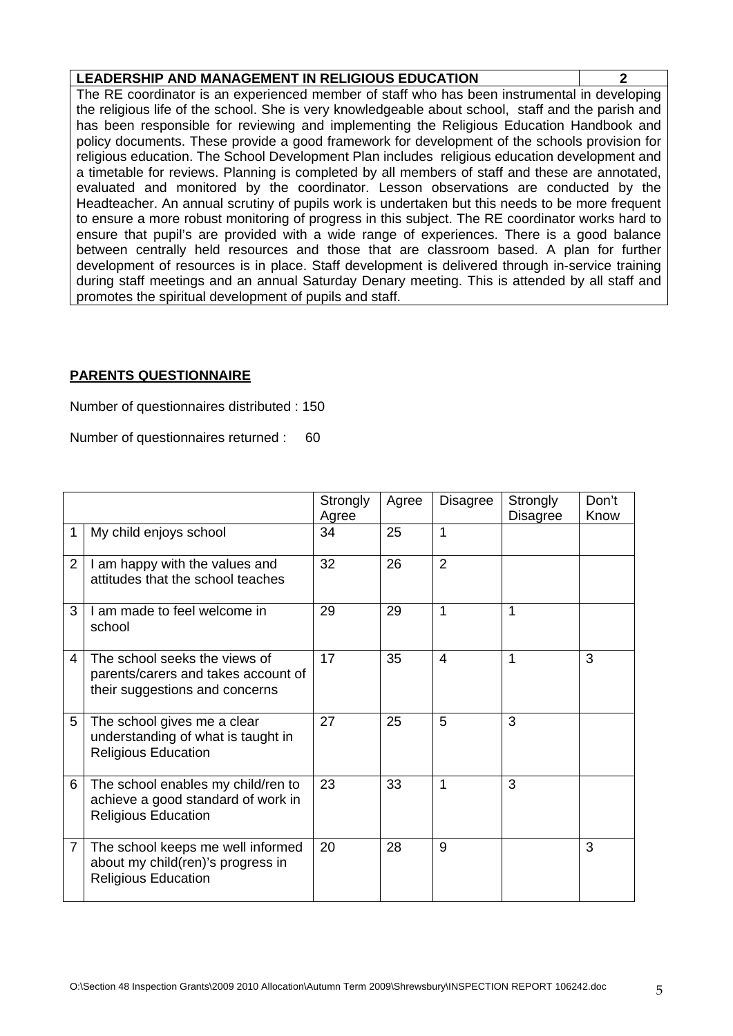| LEADERSHIP AND MANAGEMENT IN RELIGIOUS EDUCATION | 2 |
|---|---|
| The RE coordinator is an experienced member of staff who has been instrumental in developing the religious life of the school. She is very knowledgeable about school, staff and the parish and has been responsible for reviewing and implementing the Religious Education Handbook and policy documents. These provide a good framework for development of the schools provision for religious education. The School Development Plan includes religious education development and a timetable for reviews. Planning is completed by all members of staff and these are annotated, evaluated and monitored by the coordinator. Lesson observations are conducted by the Headteacher. An annual scrutiny of pupils work is undertaken but this needs to be more frequent to ensure a more robust monitoring of progress in this subject. The RE coordinator works hard to ensure that pupil's are provided with a wide range of experiences. There is a good balance between centrally held resources and those that are classroom based. A plan for further development of resources is in place. Staff development is delivered through in-service training during staff meetings and an annual Saturday Denary meeting. This is attended by all staff and promotes the spiritual development of pupils and staff. | |

**PARENTS QUESTIONNAIRE**

Number of questionnaires distributed : 150

Number of questionnaires returned : 60

| | | Strongly Agree | Agree | Disagree | Strongly Disagree | Don't Know |
|---|---|---|---|---|---|---|
| 1 | My child enjoys school | 34 | 25 | 1 | | |
| 2 | I am happy with the values and attitudes that the school teaches | 32 | 26 | 2 | | |
| 3 | I am made to feel welcome in school | 29 | 29 | 1 | 1 | |
| 4 | The school seeks the views of parents/carers and takes account of their suggestions and concerns | 17 | 35 | 4 | 1 | 3 |
| 5 | The school gives me a clear understanding of what is taught in Religious Education | 27 | 25 | 5 | 3 | |
| 6 | The school enables my child/ren to achieve a good standard of work in Religious Education | 23 | 33 | 1 | 3 | |
| 7 | The school keeps me well informed about my child(ren)'s progress in Religious Education | 20 | 28 | 9 | | 3 |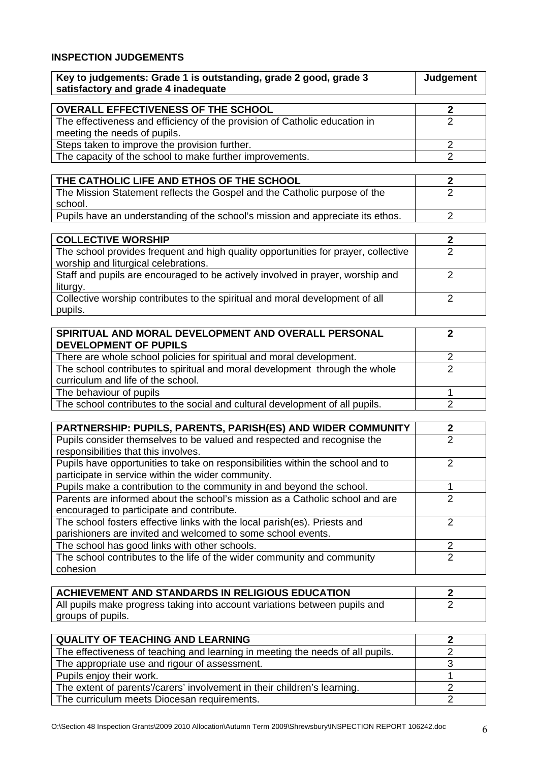## INSPECTION JUDGEMENTS

| Key to judgements: Grade 1 is outstanding, grade 2 good, grade 3 satisfactory and grade 4 inadequate | Judgement |
|---|---|
| **OVERALL EFFECTIVENESS OF THE SCHOOL** | **2** |
| The effectiveness and efficiency of the provision of Catholic education in meeting the needs of pupils. | 2 |
| Steps taken to improve the provision further. | 2 |
| The capacity of the school to make further improvements. | 2 |
| **THE CATHOLIC LIFE AND ETHOS OF THE SCHOOL** | **2** |
| The Mission Statement reflects the Gospel and the Catholic purpose of the school. | 2 |
| Pupils have an understanding of the school's mission and appreciate its ethos. | 2 |
| **COLLECTIVE WORSHIP** | **2** |
| The school provides frequent and high quality opportunities for prayer, collective worship and liturgical celebrations. | 2 |
| Staff and pupils are encouraged to be actively involved in prayer, worship and liturgy. | 2 |
| Collective worship contributes to the spiritual and moral development of all pupils. | 2 |
| **SPIRITUAL AND MORAL DEVELOPMENT AND OVERALL PERSONAL DEVELOPMENT OF PUPILS** | **2** |
| There are whole school policies for spiritual and moral development. | 2 |
| The school contributes to spiritual and moral development through the whole curriculum and life of the school. | 2 |
| The behaviour of pupils | 1 |
| The school contributes to the social and cultural development of all pupils. | 2 |
| **PARTNERSHIP: PUPILS, PARENTS, PARISH(ES) AND WIDER COMMUNITY** | **2** |
| Pupils consider themselves to be valued and respected and recognise the responsibilities that this involves. | 2 |
| Pupils have opportunities to take on responsibilities within the school and to participate in service within the wider community. | 2 |
| Pupils make a contribution to the community in and beyond the school. | 1 |
| Parents are informed about the school's mission as a Catholic school and are encouraged to participate and contribute. | 2 |
| The school fosters effective links with the local parish(es). Priests and parishioners are invited and welcomed to some school events. | 2 |
| The school has good links with other schools. | 2 |
| The school contributes to the life of the wider community and community cohesion | 2 |
| **ACHIEVEMENT AND STANDARDS IN RELIGIOUS EDUCATION** | **2** |
| All pupils make progress taking into account variations between pupils and groups of pupils. | 2 |
| **QUALITY OF TEACHING AND LEARNING** | **2** |
| The effectiveness of teaching and learning in meeting the needs of all pupils. | 2 |
| The appropriate use and rigour of assessment. | 3 |
| Pupils enjoy their work. | 1 |
| The extent of parents'/carers' involvement in their children's learning. | 2 |
| The curriculum meets Diocesan requirements. | 2 |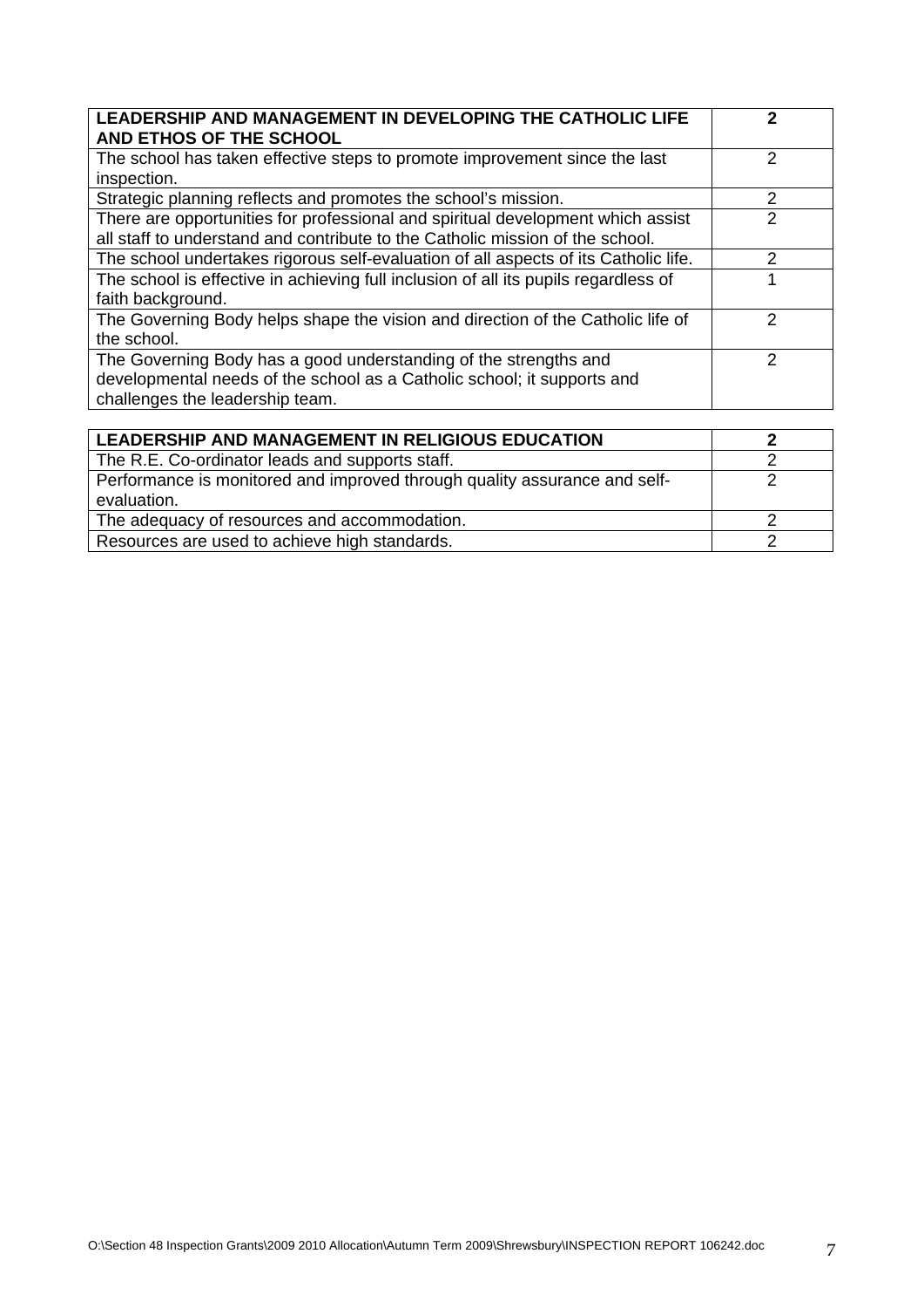| LEADERSHIP AND MANAGEMENT IN DEVELOPING THE CATHOLIC LIFE AND ETHOS OF THE SCHOOL | 2 |
|---|---|
| The school has taken effective steps to promote improvement since the last inspection. | 2 |
| Strategic planning reflects and promotes the school's mission. | 2 |
| There are opportunities for professional and spiritual development which assist all staff to understand and contribute to the Catholic mission of the school. | 2 |
| The school undertakes rigorous self-evaluation of all aspects of its Catholic life. | 2 |
| The school is effective in achieving full inclusion of all its pupils regardless of faith background. | 1 |
| The Governing Body helps shape the vision and direction of the Catholic life of the school. | 2 |
| The Governing Body has a good understanding of the strengths and developmental needs of the school as a Catholic school; it supports and challenges the leadership team. | 2 |

| LEADERSHIP AND MANAGEMENT IN RELIGIOUS EDUCATION | 2 |
|---|---|
| The R.E. Co-ordinator leads and supports staff. | 2 |
| Performance is monitored and improved through quality assurance and self-evaluation. | 2 |
| The adequacy of resources and accommodation. | 2 |
| Resources are used to achieve high standards. | 2 |